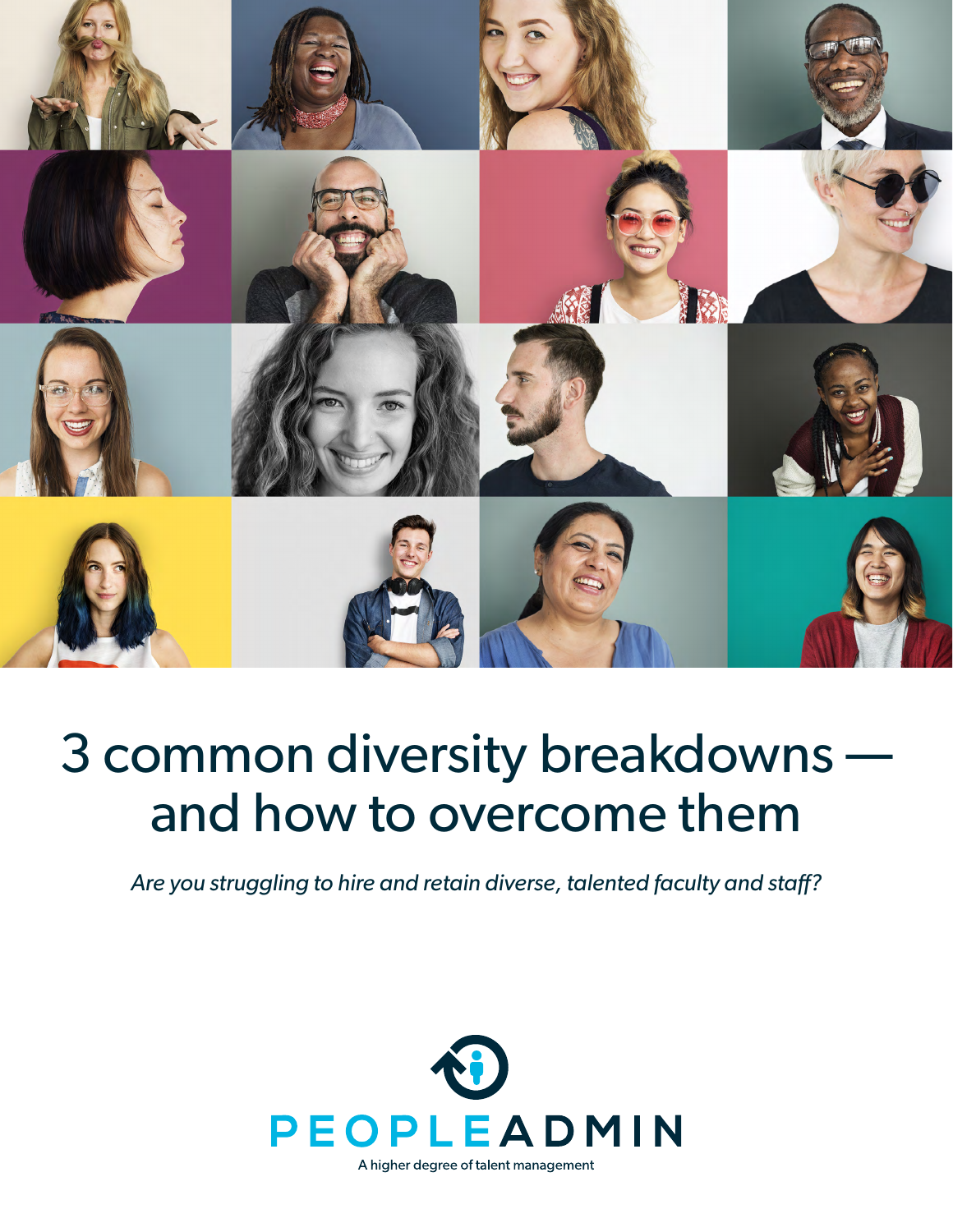# 3 common diversity breakdowns — and how to overcome them

*Are you struggling to hire and retain diverse, talented faculty and staff?*

PEOPLEADMIN

A higher degree of talent management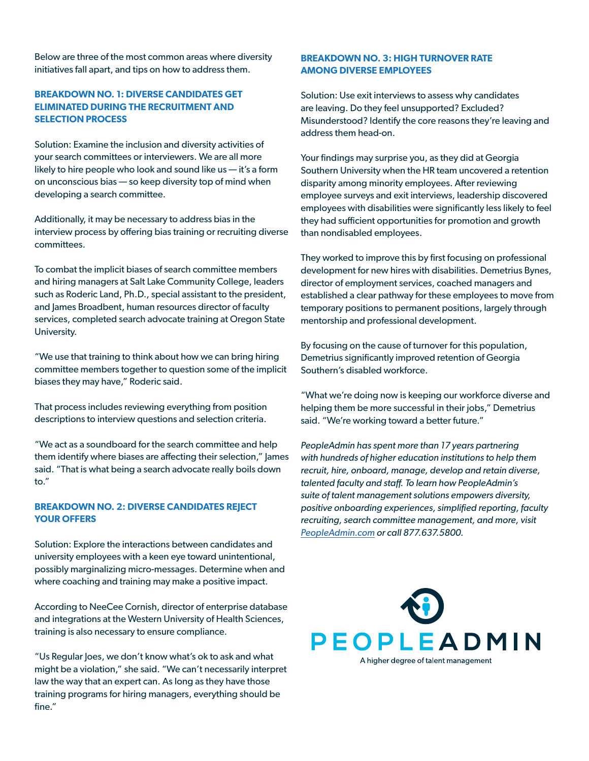Below are three of the most common areas where diversity initiatives fall apart, and tips on how to address them.

### BREAKDOWN NO. 1: DIVERSE CANDIDATES GET ELIMINATED DURING THE RECRUITMENT AND SELECTION PROCESS

Solution: Examine the inclusion and diversity activities of your search committees or interviewers. We are all more likely to hire people who look and sound like us — it's a form on unconscious bias — so keep diversity top of mind when developing a search committee.

Additionally, it may be necessary to address bias in the interview process by offering bias training or recruiting diverse committees.

To combat the implicit biases of search committee members and hiring managers at Salt Lake Community College, leaders such as Roderic Land, Ph.D., special assistant to the president, and James Broadbent, human resources director of faculty services, completed search advocate training at Oregon State University.

"We use that training to think about how we can bring hiring committee members together to question some of the implicit biases they may have," Roderic said.

That process includes reviewing everything from position descriptions to interview questions and selection criteria.

"We act as a soundboard for the search committee and help them identify where biases are affecting their selection," James said. "That is what being a search advocate really boils down to."

### BREAKDOWN NO. 2: DIVERSE CANDIDATES REJECT YOUR OFFERS

Solution: Explore the interactions between candidates and university employees with a keen eye toward unintentional, possibly marginalizing micro-messages. Determine when and where coaching and training may make a positive impact.

According to NeeCee Cornish, director of enterprise database and integrations at the Western University of Health Sciences, training is also necessary to ensure compliance.

"Us Regular Joes, we don't know what's ok to ask and what might be a violation," she said. "We can't necessarily interpret law the way that an expert can. As long as they have those training programs for hiring managers, everything should be fine."

### BREAKDOWN NO. 3: HIGH TURNOVER RATE AMONG DIVERSE EMPLOYEES

Solution: Use exit interviews to assess why candidates are leaving. Do they feel unsupported? Excluded? Misunderstood? Identify the core reasons they're leaving and address them head-on.

Your findings may surprise you, as they did at Georgia Southern University when the HR team uncovered a retention disparity among minority employees. After reviewing employee surveys and exit interviews, leadership discovered employees with disabilities were significantly less likely to feel they had sufficient opportunities for promotion and growth than nondisabled employees.

They worked to improve this by first focusing on professional development for new hires with disabilities. Demetrius Bynes, director of employment services, coached managers and established a clear pathway for these employees to move from temporary positions to permanent positions, largely through mentorship and professional development.

By focusing on the cause of turnover for this population, Demetrius significantly improved retention of Georgia Southern's disabled workforce.

"What we're doing now is keeping our workforce diverse and helping them be more successful in their jobs," Demetrius said. "We're working toward a better future."

*PeopleAdmin has spent more than 17 years partnering with hundreds of higher education institutions to help them recruit, hire, onboard, manage, develop and retain diverse, talented faculty and staff. To learn how PeopleAdmin's suite of talent management solutions empowers diversity, positive onboarding experiences, simplified reporting, faculty recruiting, search committee management, and more, visit PeopleAdmin.com or call 877.637.5800.*

PEOPLEADMIN

A higher degree of talent management